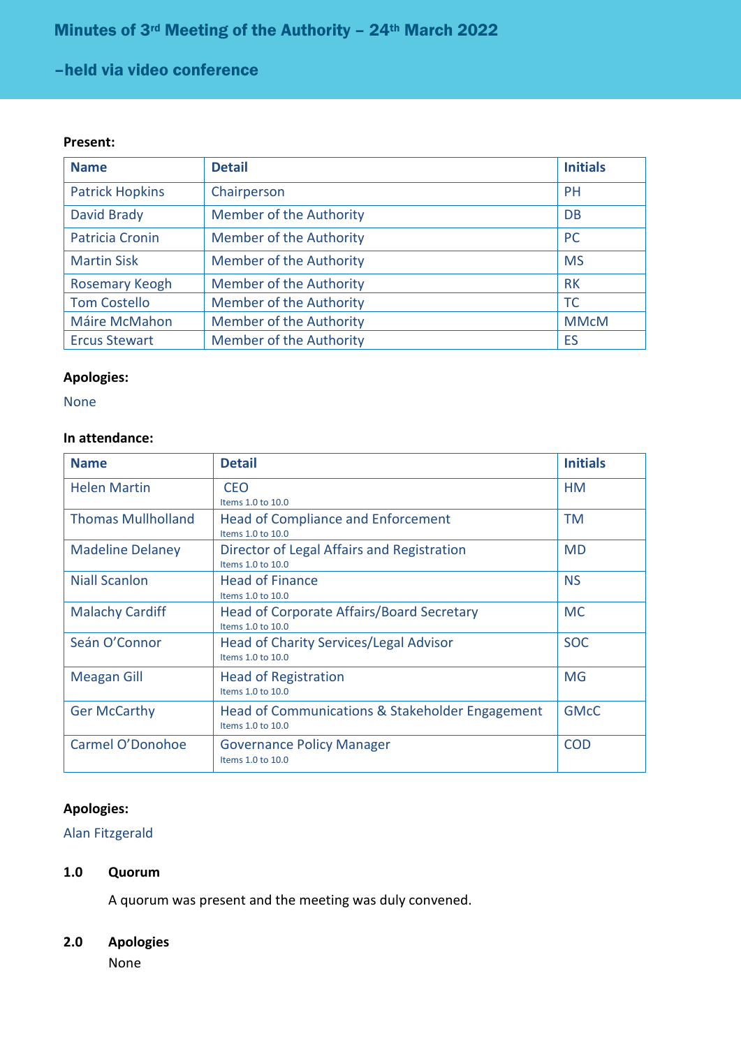# Minutes of 3rd Meeting of the Authority – 24th March 2022

## –held via video conference

**Present:**

| Name | Detail | Initials |
|---|---|---|
| Patrick Hopkins | Chairperson | PH |
| David Brady | Member of the Authority | DB |
| Patricia Cronin | Member of the Authority | PC |
| Martin Sisk | Member of the Authority | MS |
| Rosemary Keogh | Member of the Authority | RK |
| Tom Costello | Member of the Authority | TC |
| Máire McMahon | Member of the Authority | MMcM |
| Ercus Stewart | Member of the Authority | ES |

**Apologies:**

None

**In attendance:**

| Name | Detail | Initials |
|---|---|---|
| Helen Martin | CEO<br>Items 1.0 to 10.0 | HM |
| Thomas Mullholland | Head of Compliance and Enforcement<br>Items 1.0 to 10.0 | TM |
| Madeline Delaney | Director of Legal Affairs and Registration<br>Items 1.0 to 10.0 | MD |
| Niall Scanlon | Head of Finance<br>Items 1.0 to 10.0 | NS |
| Malachy Cardiff | Head of Corporate Affairs/Board Secretary<br>Items 1.0 to 10.0 | MC |
| Seán O'Connor | Head of Charity Services/Legal Advisor<br>Items 1.0 to 10.0 | SOC |
| Meagan Gill | Head of Registration<br>Items 1.0 to 10.0 | MG |
| Ger McCarthy | Head of Communications & Stakeholder Engagement<br>Items 1.0 to 10.0 | GMcC |
| Carmel O'Donohoe | Governance Policy Manager<br>Items 1.0 to 10.0 | COD |

**Apologies:**

Alan Fitzgerald

**1.0 Quorum**

A quorum was present and the meeting was duly convened.

**2.0 Apologies**

None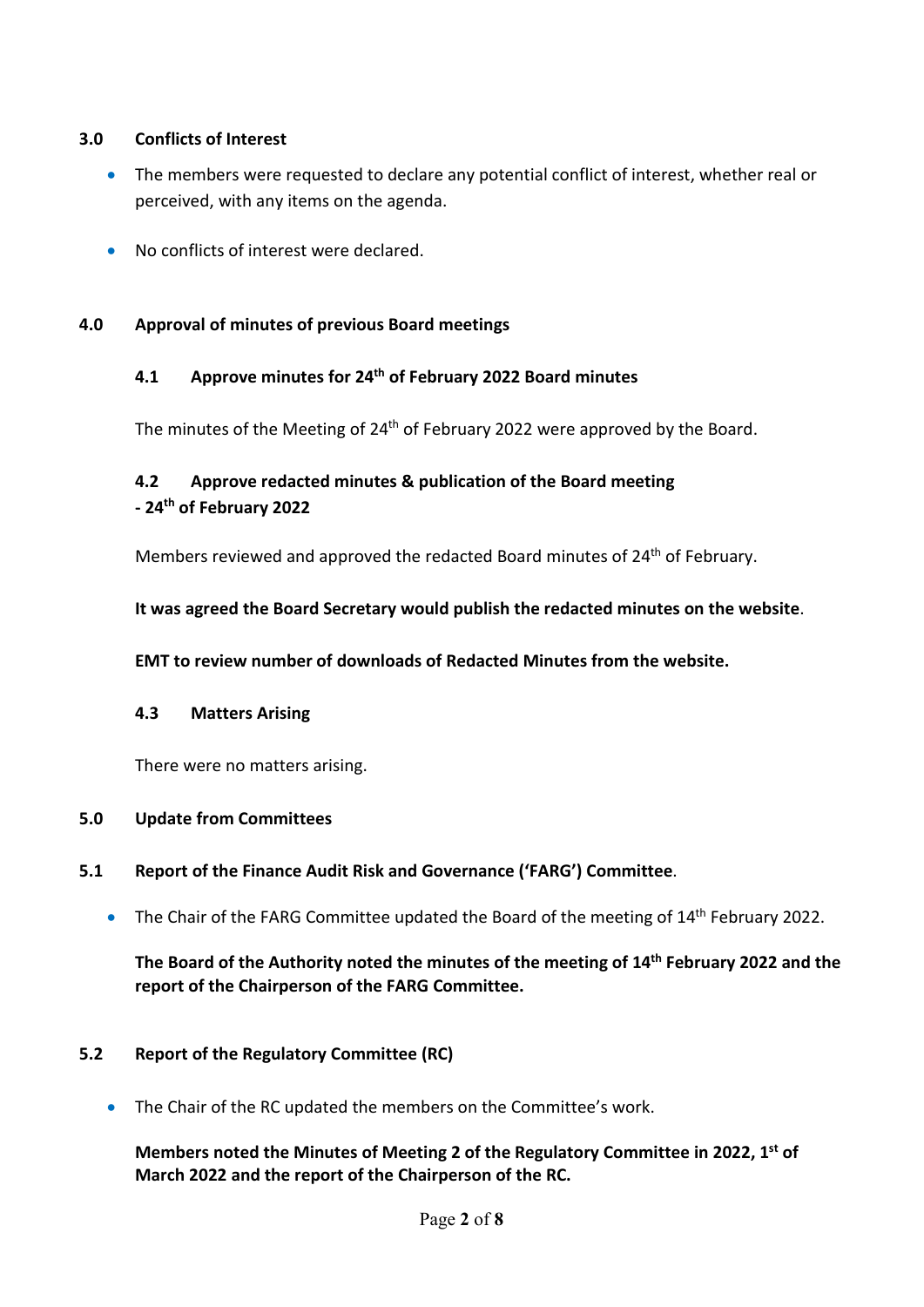## 3.0 Conflicts of Interest

- The members were requested to declare any potential conflict of interest, whether real or perceived, with any items on the agenda.
- No conflicts of interest were declared.

## 4.0 Approval of minutes of previous Board meetings

### 4.1 Approve minutes for 24th of February 2022 Board minutes

The minutes of the Meeting of 24th of February 2022 were approved by the Board.

### 4.2 Approve redacted minutes & publication of the Board meeting - 24th of February 2022

Members reviewed and approved the redacted Board minutes of 24th of February.

**It was agreed the Board Secretary would publish the redacted minutes on the website**.

**EMT to review number of downloads of Redacted Minutes from the website.**

### 4.3 Matters Arising

There were no matters arising.

## 5.0 Update from Committees

### 5.1 Report of the Finance Audit Risk and Governance ('FARG') Committee.

- The Chair of the FARG Committee updated the Board of the meeting of 14th February 2022.

**The Board of the Authority noted the minutes of the meeting of 14th February 2022 and the report of the Chairperson of the FARG Committee.**

### 5.2 Report of the Regulatory Committee (RC)

- The Chair of the RC updated the members on the Committee's work.

**Members noted the Minutes of Meeting 2 of the Regulatory Committee in 2022, 1st of March 2022 and the report of the Chairperson of the RC.**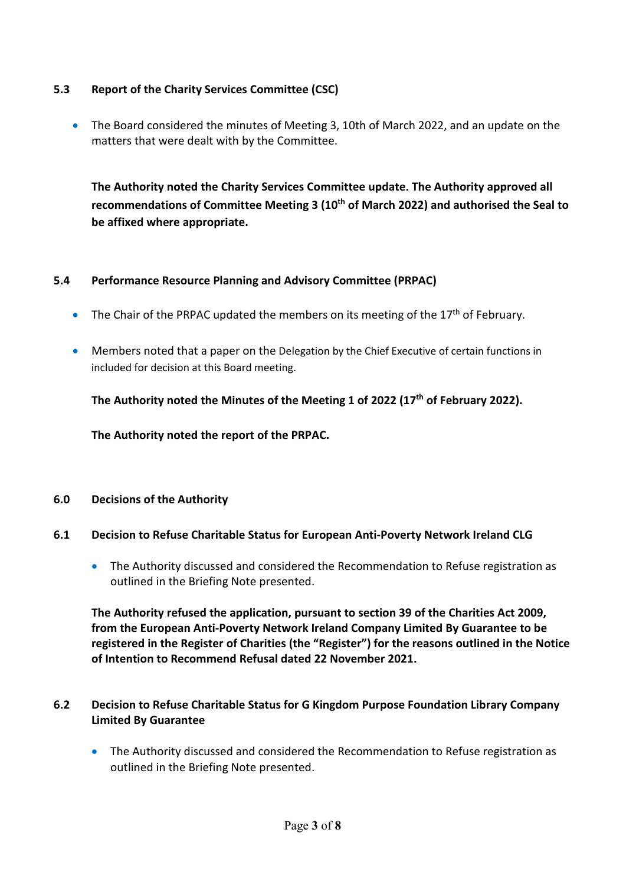### 5.3 Report of the Charity Services Committee (CSC)

- The Board considered the minutes of Meeting 3, 10th of March 2022, and an update on the matters that were dealt with by the Committee.

**The Authority noted the Charity Services Committee update. The Authority approved all recommendations of Committee Meeting 3 (10th of March 2022) and authorised the Seal to be affixed where appropriate.**

### 5.4 Performance Resource Planning and Advisory Committee (PRPAC)

- The Chair of the PRPAC updated the members on its meeting of the 17th of February.
- Members noted that a paper on the Delegation by the Chief Executive of certain functions in included for decision at this Board meeting.

**The Authority noted the Minutes of the Meeting 1 of 2022 (17th of February 2022).**

**The Authority noted the report of the PRPAC.**

## 6.0 Decisions of the Authority

### 6.1 Decision to Refuse Charitable Status for European Anti-Poverty Network Ireland CLG

- The Authority discussed and considered the Recommendation to Refuse registration as outlined in the Briefing Note presented.

**The Authority refused the application, pursuant to section 39 of the Charities Act 2009, from the European Anti-Poverty Network Ireland Company Limited By Guarantee to be registered in the Register of Charities (the "Register") for the reasons outlined in the Notice of Intention to Recommend Refusal dated 22 November 2021.**

### 6.2 Decision to Refuse Charitable Status for G Kingdom Purpose Foundation Library Company Limited By Guarantee

- The Authority discussed and considered the Recommendation to Refuse registration as outlined in the Briefing Note presented.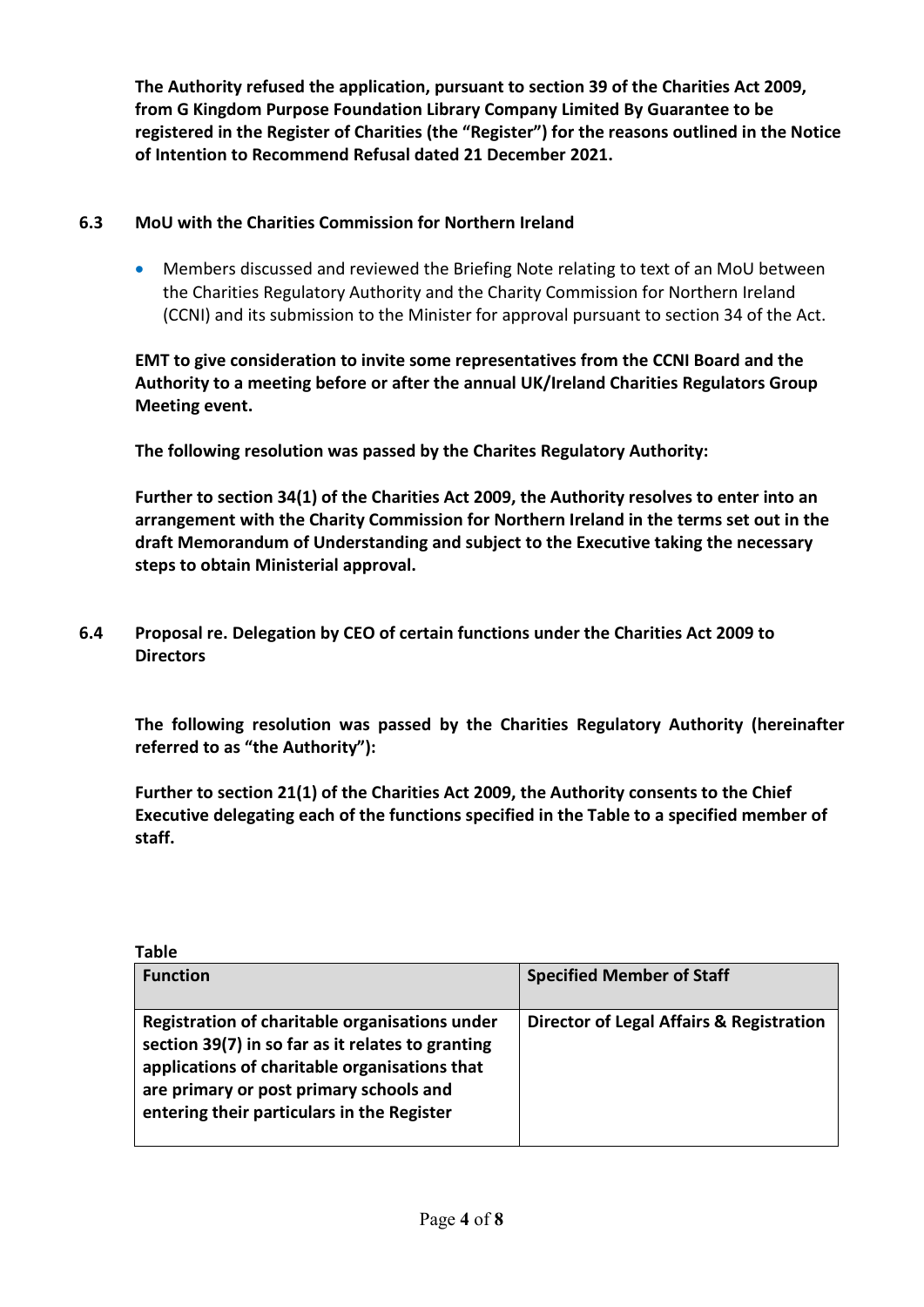**The Authority refused the application, pursuant to section 39 of the Charities Act 2009, from G Kingdom Purpose Foundation Library Company Limited By Guarantee to be registered in the Register of Charities (the "Register") for the reasons outlined in the Notice of Intention to Recommend Refusal dated 21 December 2021.**

### 6.3 MoU with the Charities Commission for Northern Ireland

- Members discussed and reviewed the Briefing Note relating to text of an MoU between the Charities Regulatory Authority and the Charity Commission for Northern Ireland (CCNI) and its submission to the Minister for approval pursuant to section 34 of the Act.

**EMT to give consideration to invite some representatives from the CCNI Board and the Authority to a meeting before or after the annual UK/Ireland Charities Regulators Group Meeting event.**

**The following resolution was passed by the Charites Regulatory Authority:**

**Further to section 34(1) of the Charities Act 2009, the Authority resolves to enter into an arrangement with the Charity Commission for Northern Ireland in the terms set out in the draft Memorandum of Understanding and subject to the Executive taking the necessary steps to obtain Ministerial approval.**

### 6.4 Proposal re. Delegation by CEO of certain functions under the Charities Act 2009 to Directors

**The following resolution was passed by the Charities Regulatory Authority (hereinafter referred to as "the Authority"):**

**Further to section 21(1) of the Charities Act 2009, the Authority consents to the Chief Executive delegating each of the functions specified in the Table to a specified member of staff.**

**Table**

| **Function** | **Specified Member of Staff** |
|---|---|
| **Registration of charitable organisations under section 39(7) in so far as it relates to granting applications of charitable organisations that are primary or post primary schools and entering their particulars in the Register** | **Director of Legal Affairs & Registration** |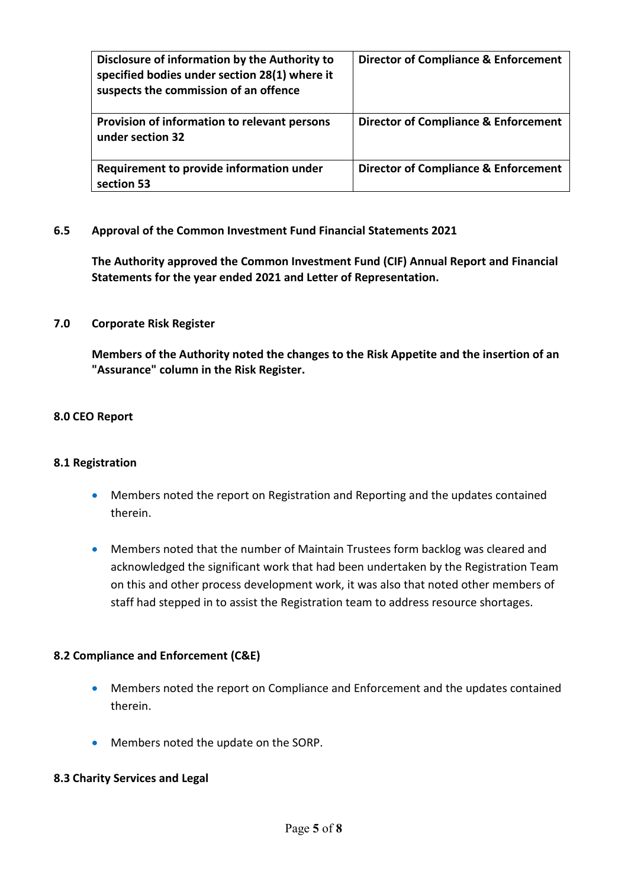| Disclosure of information by the Authority to specified bodies under section 28(1) where it suspects the commission of an offence | Director of Compliance & Enforcement |
|---|---|
| Provision of information to relevant persons under section 32 | Director of Compliance & Enforcement |
| Requirement to provide information under section 53 | Director of Compliance & Enforcement |

**6.5 Approval of the Common Investment Fund Financial Statements 2021**

**The Authority approved the Common Investment Fund (CIF) Annual Report and Financial Statements for the year ended 2021 and Letter of Representation.**

**7.0 Corporate Risk Register**

**Members of the Authority noted the changes to the Risk Appetite and the insertion of an "Assurance" column in the Risk Register.**

**8.0 CEO Report**

**8.1 Registration**

- Members noted the report on Registration and Reporting and the updates contained therein.
- Members noted that the number of Maintain Trustees form backlog was cleared and acknowledged the significant work that had been undertaken by the Registration Team on this and other process development work, it was also that noted other members of staff had stepped in to assist the Registration team to address resource shortages.

**8.2 Compliance and Enforcement (C&E)**

- Members noted the report on Compliance and Enforcement and the updates contained therein.
- Members noted the update on the SORP.

**8.3 Charity Services and Legal**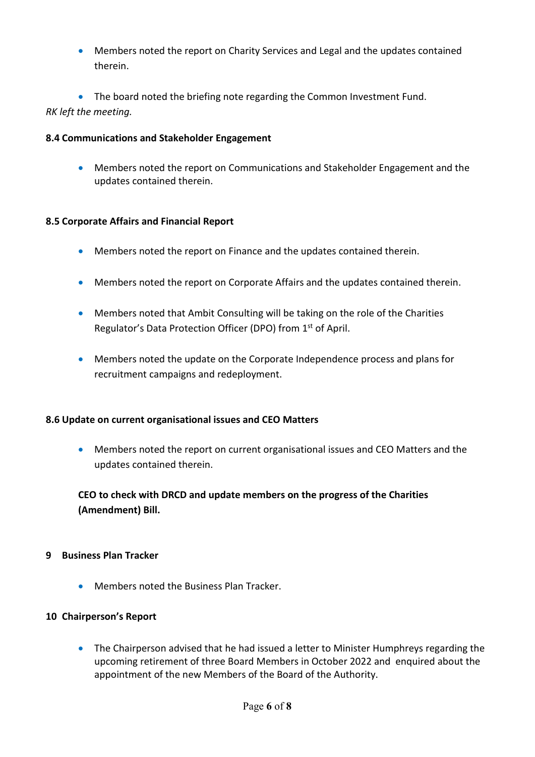- Members noted the report on Charity Services and Legal and the updates contained therein.
- The board noted the briefing note regarding the Common Investment Fund.

*RK left the meeting.*

**8.4 Communications and Stakeholder Engagement**

- Members noted the report on Communications and Stakeholder Engagement and the updates contained therein.

**8.5 Corporate Affairs and Financial Report**

- Members noted the report on Finance and the updates contained therein.
- Members noted the report on Corporate Affairs and the updates contained therein.
- Members noted that Ambit Consulting will be taking on the role of the Charities Regulator's Data Protection Officer (DPO) from 1st of April.
- Members noted the update on the Corporate Independence process and plans for recruitment campaigns and redeployment.

**8.6 Update on current organisational issues and CEO Matters**

- Members noted the report on current organisational issues and CEO Matters and the updates contained therein.

**CEO to check with DRCD and update members on the progress of the Charities (Amendment) Bill.**

**9 Business Plan Tracker**

- Members noted the Business Plan Tracker.

**10 Chairperson's Report**

- The Chairperson advised that he had issued a letter to Minister Humphreys regarding the upcoming retirement of three Board Members in October 2022 and enquired about the appointment of the new Members of the Board of the Authority.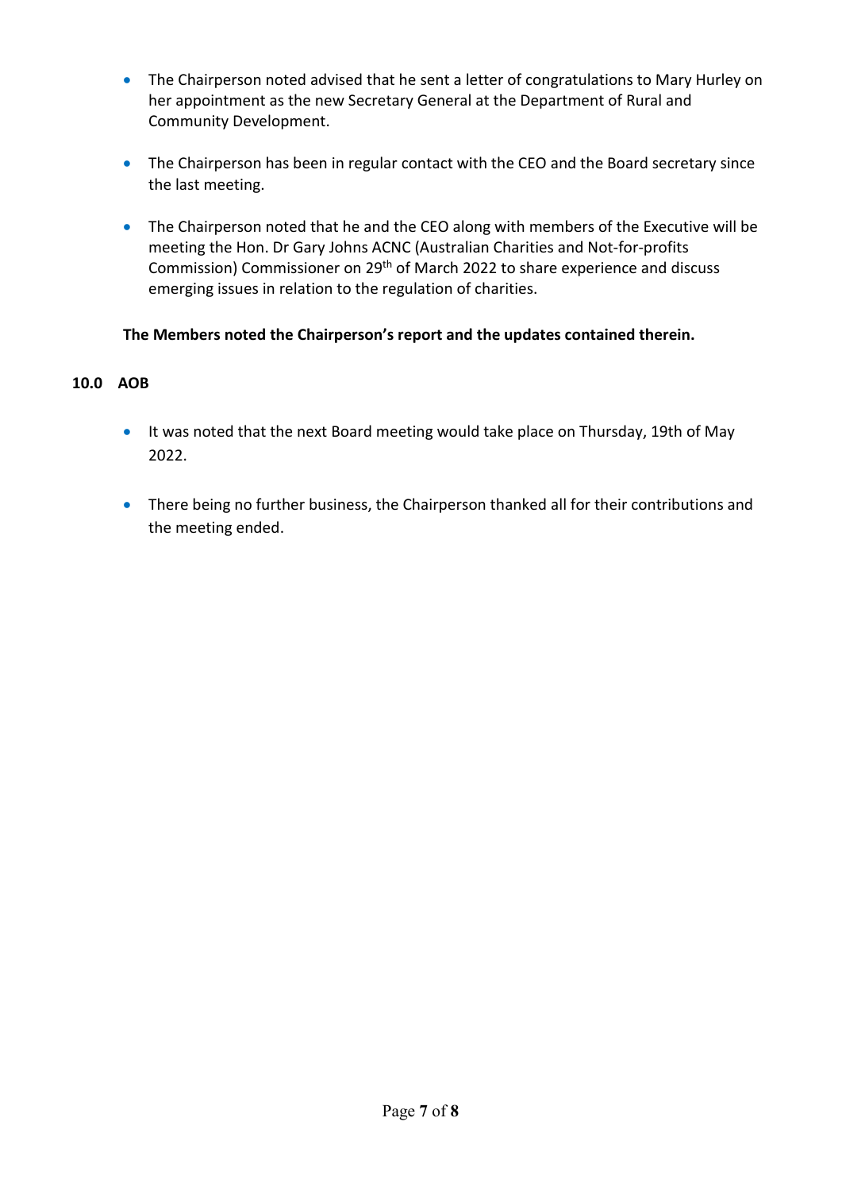- The Chairperson noted advised that he sent a letter of congratulations to Mary Hurley on her appointment as the new Secretary General at the Department of Rural and Community Development.

- The Chairperson has been in regular contact with the CEO and the Board secretary since the last meeting.

- The Chairperson noted that he and the CEO along with members of the Executive will be meeting the Hon. Dr Gary Johns ACNC (Australian Charities and Not-for-profits Commission) Commissioner on 29th of March 2022 to share experience and discuss emerging issues in relation to the regulation of charities.

**The Members noted the Chairperson's report and the updates contained therein.**

## 10.0 AOB

- It was noted that the next Board meeting would take place on Thursday, 19th of May 2022.

- There being no further business, the Chairperson thanked all for their contributions and the meeting ended.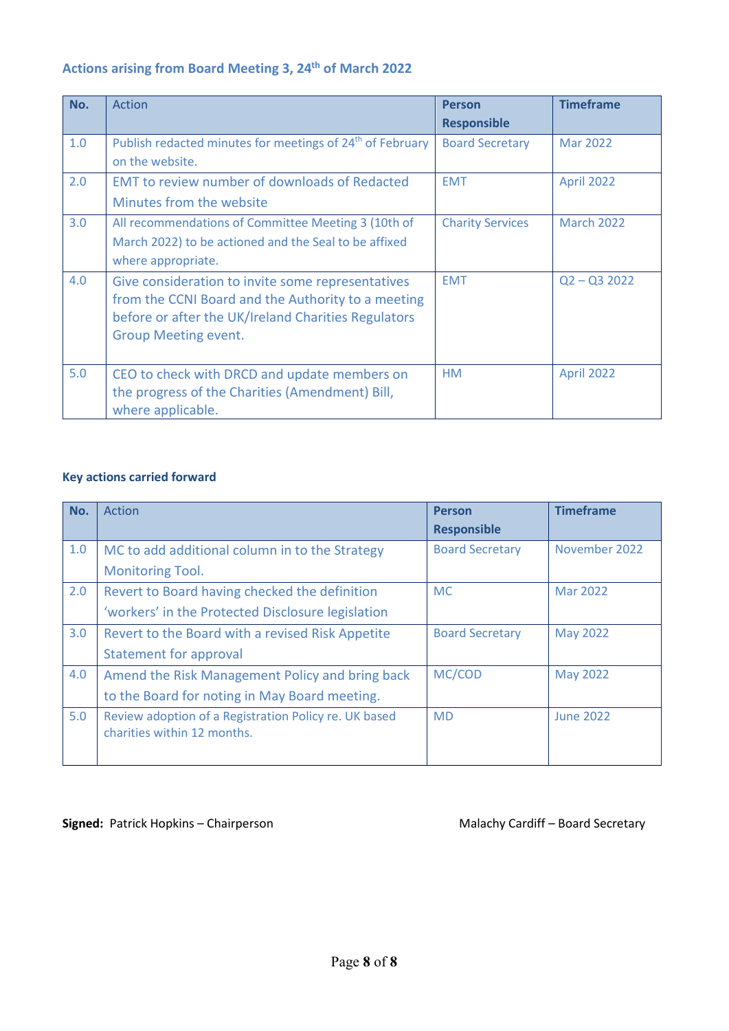## Actions arising from Board Meeting 3, 24th of March 2022

| No. | Action | Person Responsible | Timeframe |
|---|---|---|---|
| 1.0 | Publish redacted minutes for meetings of 24th of February on the website. | Board Secretary | Mar 2022 |
| 2.0 | EMT to review number of downloads of Redacted Minutes from the website | EMT | April 2022 |
| 3.0 | All recommendations of Committee Meeting 3 (10th of March 2022) to be actioned and the Seal to be affixed where appropriate. | Charity Services | March 2022 |
| 4.0 | Give consideration to invite some representatives from the CCNI Board and the Authority to a meeting before or after the UK/Ireland Charities Regulators Group Meeting event. | EMT | Q2 – Q3 2022 |
| 5.0 | CEO to check with DRCD and update members on the progress of the Charities (Amendment) Bill, where applicable. | HM | April 2022 |

### Key actions carried forward

| No. | Action | Person Responsible | Timeframe |
|---|---|---|---|
| 1.0 | MC to add additional column in to the Strategy Monitoring Tool. | Board Secretary | November 2022 |
| 2.0 | Revert to Board having checked the definition 'workers' in the Protected Disclosure legislation | MC | Mar 2022 |
| 3.0 | Revert to the Board with a revised Risk Appetite Statement for approval | Board Secretary | May 2022 |
| 4.0 | Amend the Risk Management Policy and bring back to the Board for noting in May Board meeting. | MC/COD | May 2022 |
| 5.0 | Review adoption of a Registration Policy re. UK based charities within 12 months. | MD | June 2022 |

**Signed:** Patrick Hopkins – Chairperson

Malachy Cardiff – Board Secretary